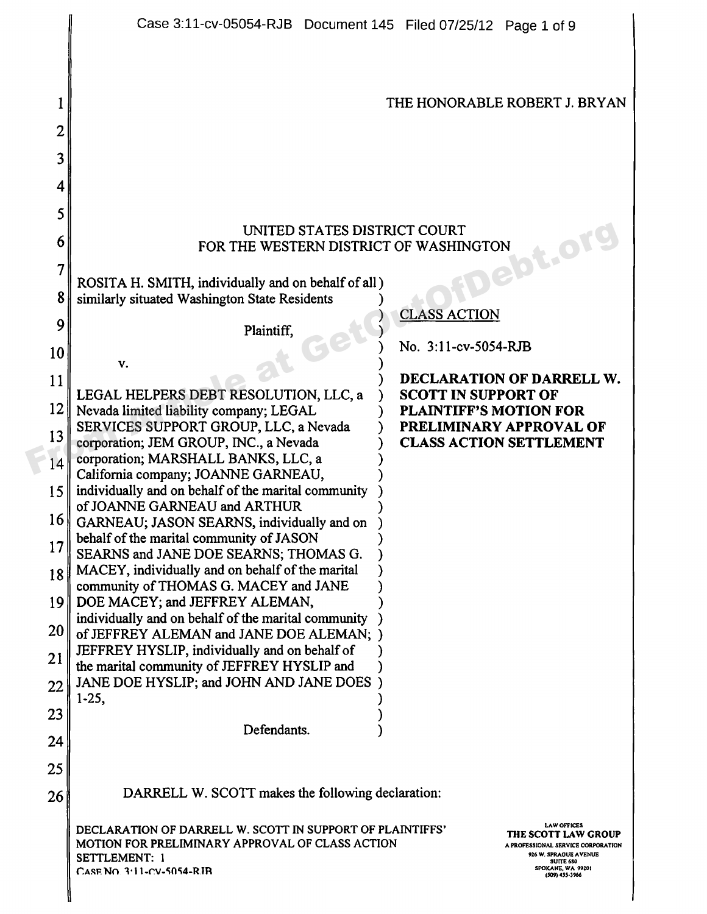THE HONORABLE ROBERT J. BRYAN

UNITED STATES DISTRICT COURT
FOR THE WESTERN DISTRICT OF WASHINGTON

ROSITA H. SMITH, individually and on behalf of all similarly situated Washington State Residents

Plaintiff,

v.

LEGAL HELPERS DEBT RESOLUTION, LLC, a Nevada limited liability company; LEGAL SERVICES SUPPORT GROUP, LLC, a Nevada corporation; JEM GROUP, INC., a Nevada corporation; MARSHALL BANKS, LLC, a California company; JOANNE GARNEAU, individually and on behalf of the marital community of JOANNE GARNEAU and ARTHUR GARNEAU; JASON SEARNS, individually and on behalf of the marital community of JASON SEARNS and JANE DOE SEARNS; THOMAS G. MACEY, individually and on behalf of the marital community of THOMAS G. MACEY and JANE DOE MACEY; and JEFFREY ALEMAN, individually and on behalf of the marital community of JEFFREY ALEMAN and JANE DOE ALEMAN; JEFFREY HYSLIP, individually and on behalf of the marital community of JEFFREY HYSLIP and JANE DOE HYSLIP; and JOHN AND JANE DOES 1-25,

Defendants.

CLASS ACTION

No. 3:11-cv-5054-RJB

**DECLARATION OF DARRELL W. SCOTT IN SUPPORT OF PLAINTIFF'S MOTION FOR PRELIMINARY APPROVAL OF CLASS ACTION SETTLEMENT**

DARRELL W. SCOTT makes the following declaration: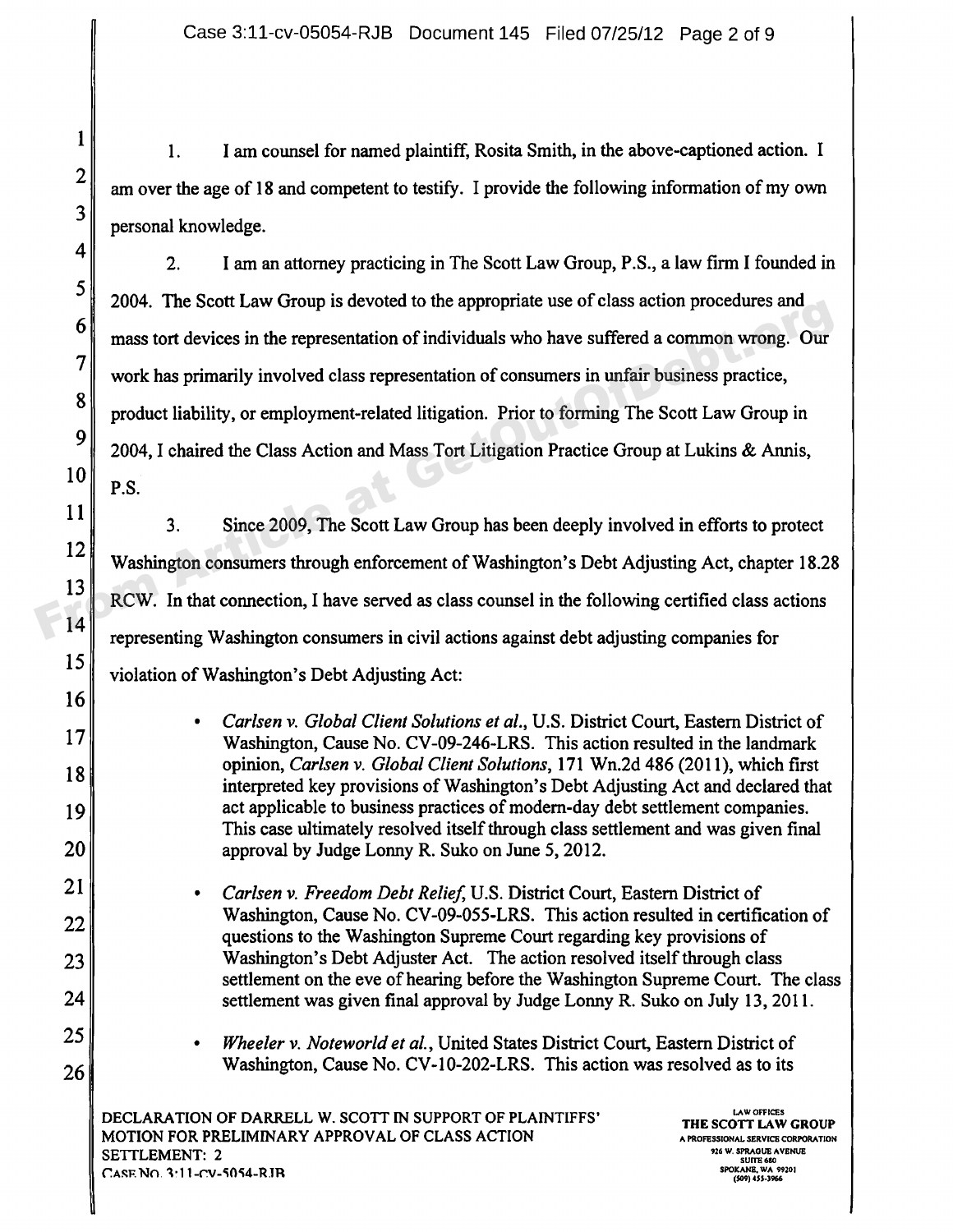1. I am counsel for named plaintiff, Rosita Smith, in the above-captioned action. I am over the age of 18 and competent to testify. I provide the following information of my own personal knowledge.

2. I am an attorney practicing in The Scott Law Group, P.S., a law firm I founded in 2004. The Scott Law Group is devoted to the appropriate use of class action procedures and mass tort devices in the representation of individuals who have suffered a common wrong. Our work has primarily involved class representation of consumers in unfair business practice, product liability, or employment-related litigation. Prior to forming The Scott Law Group in 2004, I chaired the Class Action and Mass Tort Litigation Practice Group at Lukins & Annis, P.S.

3. Since 2009, The Scott Law Group has been deeply involved in efforts to protect Washington consumers through enforcement of Washington's Debt Adjusting Act, chapter 18.28 RCW. In that connection, I have served as class counsel in the following certified class actions representing Washington consumers in civil actions against debt adjusting companies for violation of Washington's Debt Adjusting Act:

- *Carlsen v. Global Client Solutions et al.*, U.S. District Court, Eastern District of Washington, Cause No. CV-09-246-LRS. This action resulted in the landmark opinion, *Carlsen v. Global Client Solutions*, 171 Wn.2d 486 (2011), which first interpreted key provisions of Washington's Debt Adjusting Act and declared that act applicable to business practices of modern-day debt settlement companies. This case ultimately resolved itself through class settlement and was given final approval by Judge Lonny R. Suko on June 5, 2012.

- *Carlsen v. Freedom Debt Relief*, U.S. District Court, Eastern District of Washington, Cause No. CV-09-055-LRS. This action resulted in certification of questions to the Washington Supreme Court regarding key provisions of Washington's Debt Adjuster Act. The action resolved itself through class settlement on the eve of hearing before the Washington Supreme Court. The class settlement was given final approval by Judge Lonny R. Suko on July 13, 2011.

- *Wheeler v. Noteworld et al.*, United States District Court, Eastern District of Washington, Cause No. CV-10-202-LRS. This action was resolved as to its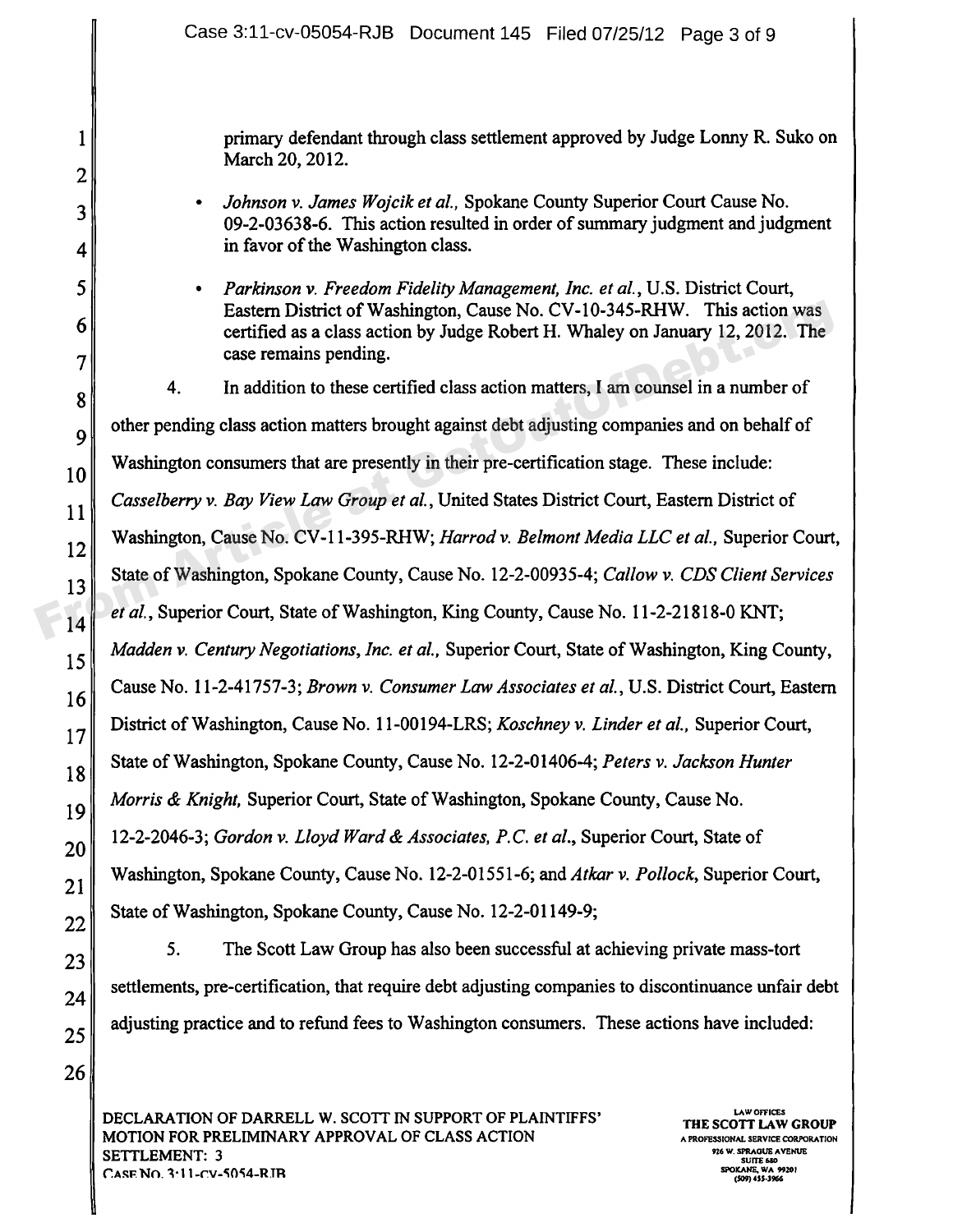primary defendant through class settlement approved by Judge Lonny R. Suko on March 20, 2012.

- *Johnson v. James Wojcik et al.*, Spokane County Superior Court Cause No. 09-2-03638-6. This action resulted in order of summary judgment and judgment in favor of the Washington class.

- *Parkinson v. Freedom Fidelity Management, Inc. et al.*, U.S. District Court, Eastern District of Washington, Cause No. CV-10-345-RHW. This action was certified as a class action by Judge Robert H. Whaley on January 12, 2012. The case remains pending.

4. In addition to these certified class action matters, I am counsel in a number of other pending class action matters brought against debt adjusting companies and on behalf of Washington consumers that are presently in their pre-certification stage. These include: *Casselberry v. Bay View Law Group et al.*, United States District Court, Eastern District of Washington, Cause No. CV-11-395-RHW; *Harrod v. Belmont Media LLC et al.*, Superior Court, State of Washington, Spokane County, Cause No. 12-2-00935-4; *Callow v. CDS Client Services et al.*, Superior Court, State of Washington, King County, Cause No. 11-2-21818-0 KNT; *Madden v. Century Negotiations, Inc. et al.*, Superior Court, State of Washington, King County, Cause No. 11-2-41757-3; *Brown v. Consumer Law Associates et al.*, U.S. District Court, Eastern District of Washington, Cause No. 11-00194-LRS; *Koschney v. Linder et al.*, Superior Court, State of Washington, Spokane County, Cause No. 12-2-01406-4; *Peters v. Jackson Hunter Morris & Knight*, Superior Court, State of Washington, Spokane County, Cause No. 12-2-2046-3; *Gordon v. Lloyd Ward & Associates, P.C. et al.*, Superior Court, State of Washington, Spokane County, Cause No. 12-2-01551-6; and *Atkar v. Pollock*, Superior Court, State of Washington, Spokane County, Cause No. 12-2-01149-9;

5. The Scott Law Group has also been successful at achieving private mass-tort settlements, pre-certification, that require debt adjusting companies to discontinuance unfair debt adjusting practice and to refund fees to Washington consumers. These actions have included:

DECLARATION OF DARRELL W. SCOTT IN SUPPORT OF PLAINTIFFS' MOTION FOR PRELIMINARY APPROVAL OF CLASS ACTION SETTLEMENT: 3
CASE NO. 3:11-cv-5054-RJB

LAW OFFICES
THE SCOTT LAW GROUP
A PROFESSIONAL SERVICE CORPORATION
926 W. SPRAGUE AVENUE
SUITE 680
SPOKANE, WA 99201
(509) 455-3966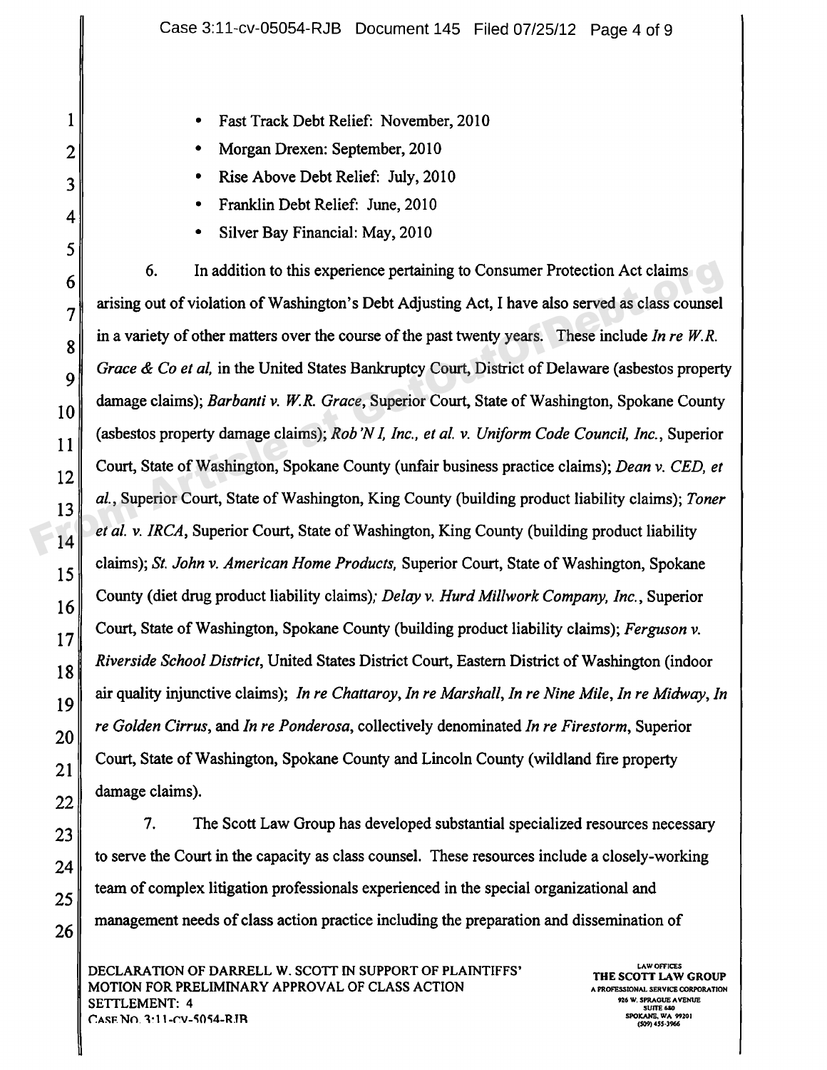- Fast Track Debt Relief: November, 2010
- Morgan Drexen: September, 2010
- Rise Above Debt Relief: July, 2010
- Franklin Debt Relief: June, 2010
- Silver Bay Financial: May, 2010

6. In addition to this experience pertaining to Consumer Protection Act claims arising out of violation of Washington's Debt Adjusting Act, I have also served as class counsel in a variety of other matters over the course of the past twenty years. These include *In re W.R. Grace & Co et al,* in the United States Bankruptcy Court, District of Delaware (asbestos property damage claims); *Barbanti v. W.R. Grace*, Superior Court, State of Washington, Spokane County (asbestos property damage claims); *Rob'N I, Inc., et al. v. Uniform Code Council, Inc.*, Superior Court, State of Washington, Spokane County (unfair business practice claims); *Dean v. CED, et al.*, Superior Court, State of Washington, King County (building product liability claims); *Toner et al. v. IRCA*, Superior Court, State of Washington, King County (building product liability claims); *St. John v. American Home Products,* Superior Court, State of Washington, Spokane County (diet drug product liability claims); *Delay v. Hurd Millwork Company, Inc.*, Superior Court, State of Washington, Spokane County (building product liability claims); *Ferguson v. Riverside School District*, United States District Court, Eastern District of Washington (indoor air quality injunctive claims); *In re Chattaroy*, *In re Marshall*, *In re Nine Mile*, *In re Midway*, *In re Golden Cirrus*, and *In re Ponderosa*, collectively denominated *In re Firestorm*, Superior Court, State of Washington, Spokane County and Lincoln County (wildland fire property damage claims).

7. The Scott Law Group has developed substantial specialized resources necessary to serve the Court in the capacity as class counsel. These resources include a closely-working team of complex litigation professionals experienced in the special organizational and management needs of class action practice including the preparation and dissemination of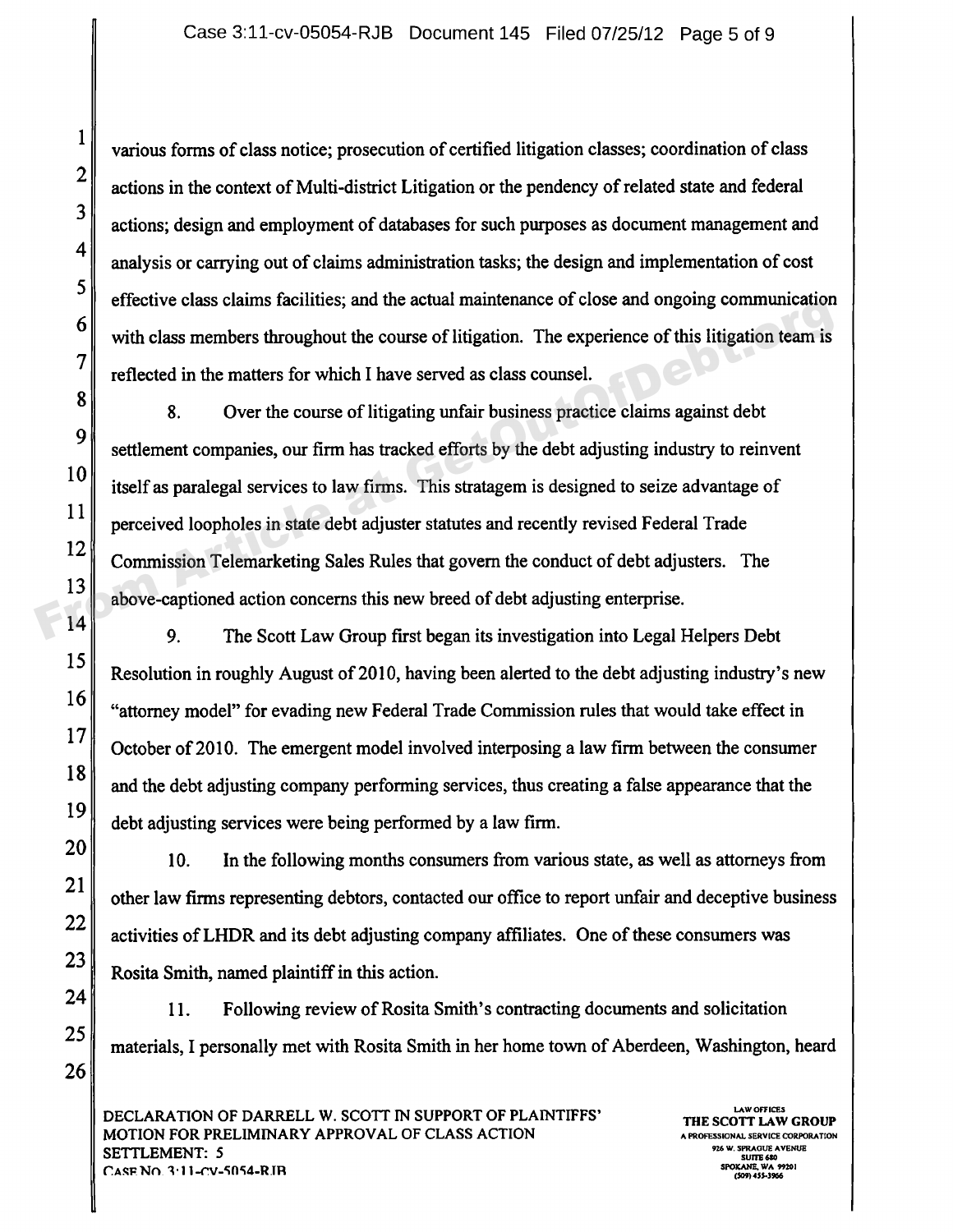various forms of class notice; prosecution of certified litigation classes; coordination of class actions in the context of Multi-district Litigation or the pendency of related state and federal actions; design and employment of databases for such purposes as document management and analysis or carrying out of claims administration tasks; the design and implementation of cost effective class claims facilities; and the actual maintenance of close and ongoing communication with class members throughout the course of litigation. The experience of this litigation team is reflected in the matters for which I have served as class counsel.

8. Over the course of litigating unfair business practice claims against debt settlement companies, our firm has tracked efforts by the debt adjusting industry to reinvent itself as paralegal services to law firms. This stratagem is designed to seize advantage of perceived loopholes in state debt adjuster statutes and recently revised Federal Trade Commission Telemarketing Sales Rules that govern the conduct of debt adjusters. The above-captioned action concerns this new breed of debt adjusting enterprise.

9. The Scott Law Group first began its investigation into Legal Helpers Debt Resolution in roughly August of 2010, having been alerted to the debt adjusting industry's new "attorney model" for evading new Federal Trade Commission rules that would take effect in October of 2010. The emergent model involved interposing a law firm between the consumer and the debt adjusting company performing services, thus creating a false appearance that the debt adjusting services were being performed by a law firm.

10. In the following months consumers from various state, as well as attorneys from other law firms representing debtors, contacted our office to report unfair and deceptive business activities of LHDR and its debt adjusting company affiliates. One of these consumers was Rosita Smith, named plaintiff in this action.

11. Following review of Rosita Smith's contracting documents and solicitation materials, I personally met with Rosita Smith in her home town of Aberdeen, Washington, heard

DECLARATION OF DARRELL W. SCOTT IN SUPPORT OF PLAINTIFFS' MOTION FOR PRELIMINARY APPROVAL OF CLASS ACTION SETTLEMENT: 5
CASE NO. 3:11-CV-5054-RJB

LAW OFFICES
THE SCOTT LAW GROUP
A PROFESSIONAL SERVICE CORPORATION
926 W. SPRAGUE AVENUE
SUITE 680
SPOKANE, WA 99201
(509) 455-3966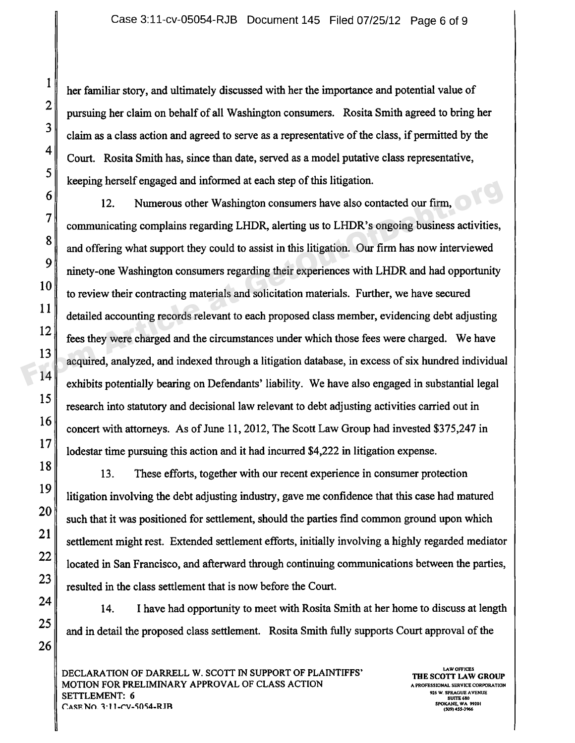her familiar story, and ultimately discussed with her the importance and potential value of pursuing her claim on behalf of all Washington consumers. Rosita Smith agreed to bring her claim as a class action and agreed to serve as a representative of the class, if permitted by the Court. Rosita Smith has, since than date, served as a model putative class representative, keeping herself engaged and informed at each step of this litigation.

12. Numerous other Washington consumers have also contacted our firm, communicating complains regarding LHDR, alerting us to LHDR's ongoing business activities, and offering what support they could to assist in this litigation. Our firm has now interviewed ninety-one Washington consumers regarding their experiences with LHDR and had opportunity to review their contracting materials and solicitation materials. Further, we have secured detailed accounting records relevant to each proposed class member, evidencing debt adjusting fees they were charged and the circumstances under which those fees were charged. We have acquired, analyzed, and indexed through a litigation database, in excess of six hundred individual exhibits potentially bearing on Defendants' liability. We have also engaged in substantial legal research into statutory and decisional law relevant to debt adjusting activities carried out in concert with attorneys. As of June 11, 2012, The Scott Law Group had invested $375,247 in lodestar time pursuing this action and it had incurred $4,222 in litigation expense.

13. These efforts, together with our recent experience in consumer protection litigation involving the debt adjusting industry, gave me confidence that this case had matured such that it was positioned for settlement, should the parties find common ground upon which settlement might rest. Extended settlement efforts, initially involving a highly regarded mediator located in San Francisco, and afterward through continuing communications between the parties, resulted in the class settlement that is now before the Court.

14. I have had opportunity to meet with Rosita Smith at her home to discuss at length and in detail the proposed class settlement. Rosita Smith fully supports Court approval of the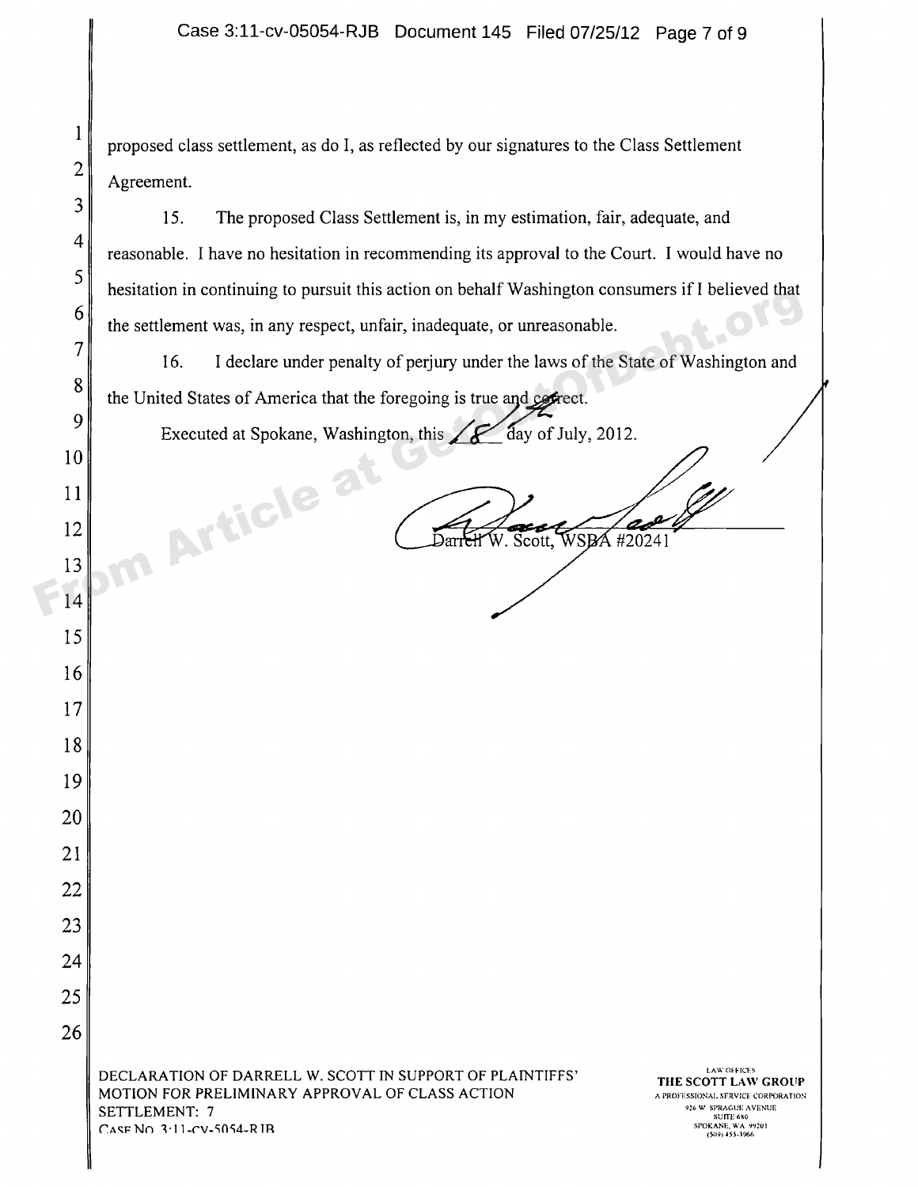proposed class settlement, as do I, as reflected by our signatures to the Class Settlement Agreement.

15. The proposed Class Settlement is, in my estimation, fair, adequate, and reasonable. I have no hesitation in recommending its approval to the Court. I would have no hesitation in continuing to pursuit this action on behalf Washington consumers if I believed that the settlement was, in any respect, unfair, inadequate, or unreasonable.

16. I declare under penalty of perjury under the laws of the State of Washington and the United States of America that the foregoing is true and correct.

Executed at Spokane, Washington, this 18 day of July, 2012.

Darrell W. Scott, WSBA #20241

DECLARATION OF DARRELL W. SCOTT IN SUPPORT OF PLAINTIFFS' MOTION FOR PRELIMINARY APPROVAL OF CLASS ACTION SETTLEMENT: 7
CASE NO. 3:11-cv-5054-RJB

LAW OFFICES
THE SCOTT LAW GROUP
A PROFESSIONAL SERVICE CORPORATION
926 W. SPRAGUE AVENUE
SUITE 680
SPOKANE, WA 99201
(509) 455-3966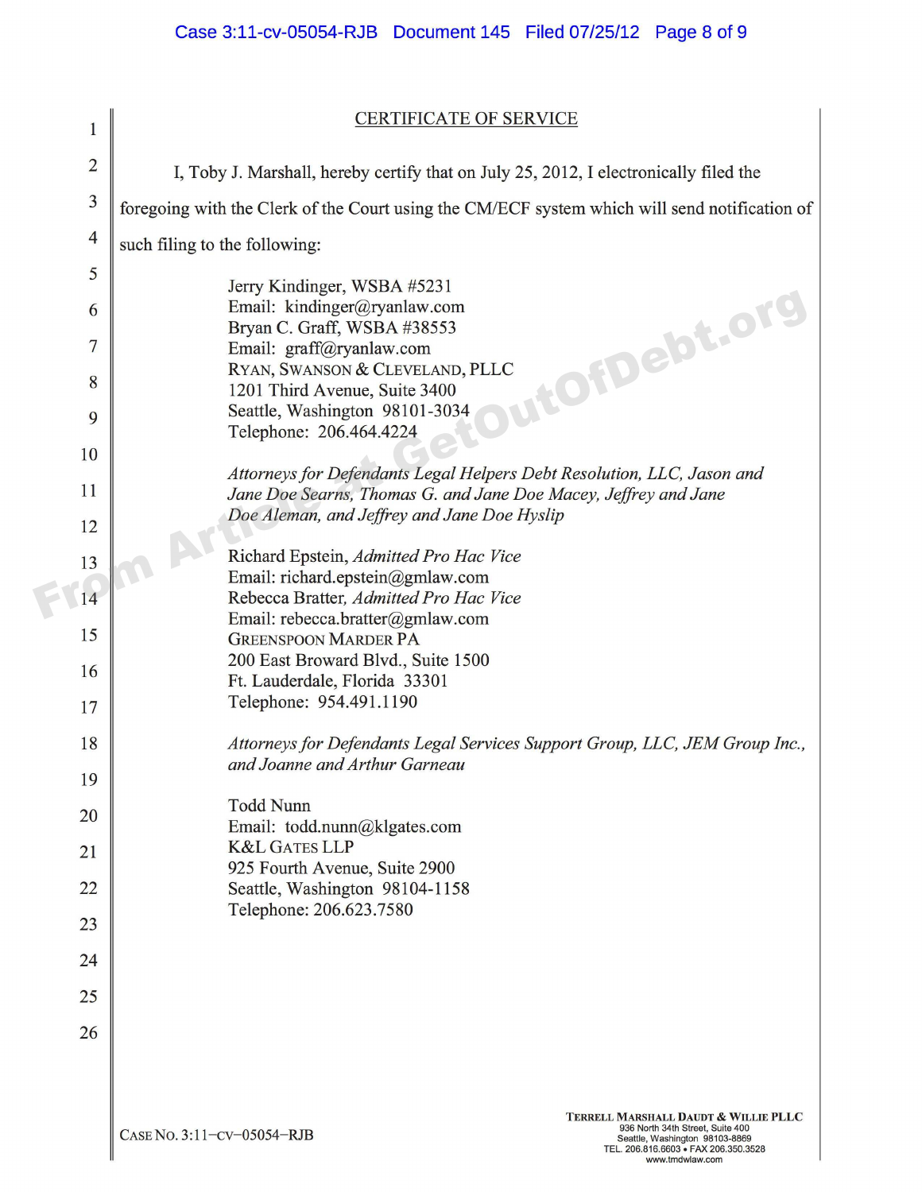## CERTIFICATE OF SERVICE

I, Toby J. Marshall, hereby certify that on July 25, 2012, I electronically filed the foregoing with the Clerk of the Court using the CM/ECF system which will send notification of such filing to the following:

Jerry Kindinger, WSBA #5231
Email: kindinger@ryanlaw.com
Bryan C. Graff, WSBA #38553
Email: graff@ryanlaw.com
RYAN, SWANSON & CLEVELAND, PLLC
1201 Third Avenue, Suite 3400
Seattle, Washington 98101-3034
Telephone: 206.464.4224

*Attorneys for Defendants Legal Helpers Debt Resolution, LLC, Jason and Jane Doe Searns, Thomas G. and Jane Doe Macey, Jeffrey and Jane Doe Aleman, and Jeffrey and Jane Doe Hyslip*

Richard Epstein, *Admitted Pro Hac Vice*
Email: richard.epstein@gmlaw.com
Rebecca Bratter, *Admitted Pro Hac Vice*
Email: rebecca.bratter@gmlaw.com
GREENSPOON MARDER PA
200 East Broward Blvd., Suite 1500
Ft. Lauderdale, Florida 33301
Telephone: 954.491.1190

*Attorneys for Defendants Legal Services Support Group, LLC, JEM Group Inc., and Joanne and Arthur Garneau*

Todd Nunn
Email: todd.nunn@klgates.com
K&L GATES LLP
925 Fourth Avenue, Suite 2900
Seattle, Washington 98104-1158
Telephone: 206.623.7580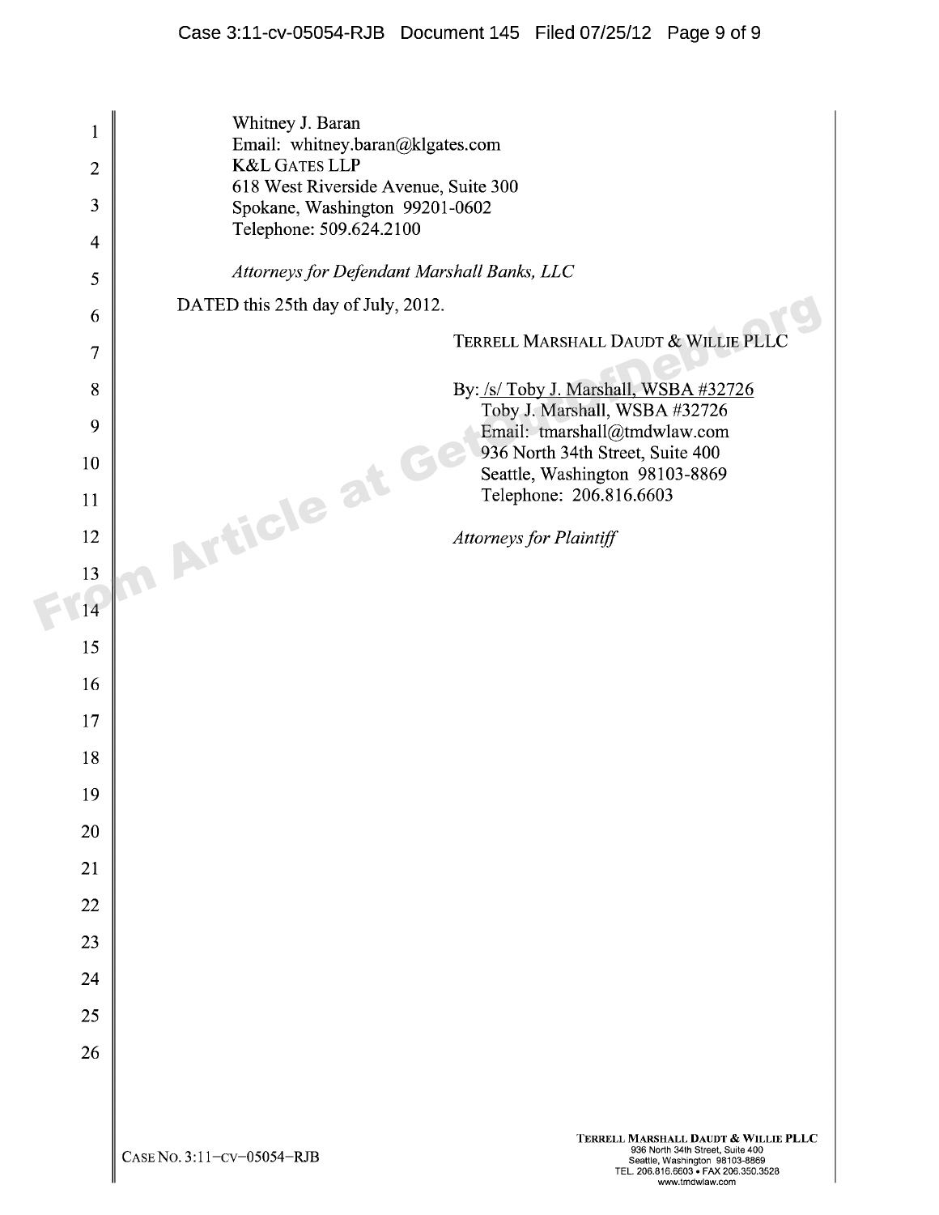Whitney J. Baran
Email: whitney.baran@klgates.com
K&L GATES LLP
618 West Riverside Avenue, Suite 300
Spokane, Washington 99201-0602
Telephone: 509.624.2100

*Attorneys for Defendant Marshall Banks, LLC*

DATED this 25th day of July, 2012.

TERRELL MARSHALL DAUDT & WILLIE PLLC

By: /s/ Toby J. Marshall, WSBA #32726
Toby J. Marshall, WSBA #32726
Email: tmarshall@tmdwlaw.com
936 North 34th Street, Suite 400
Seattle, Washington 98103-8869
Telephone: 206.816.6603

*Attorneys for Plaintiff*